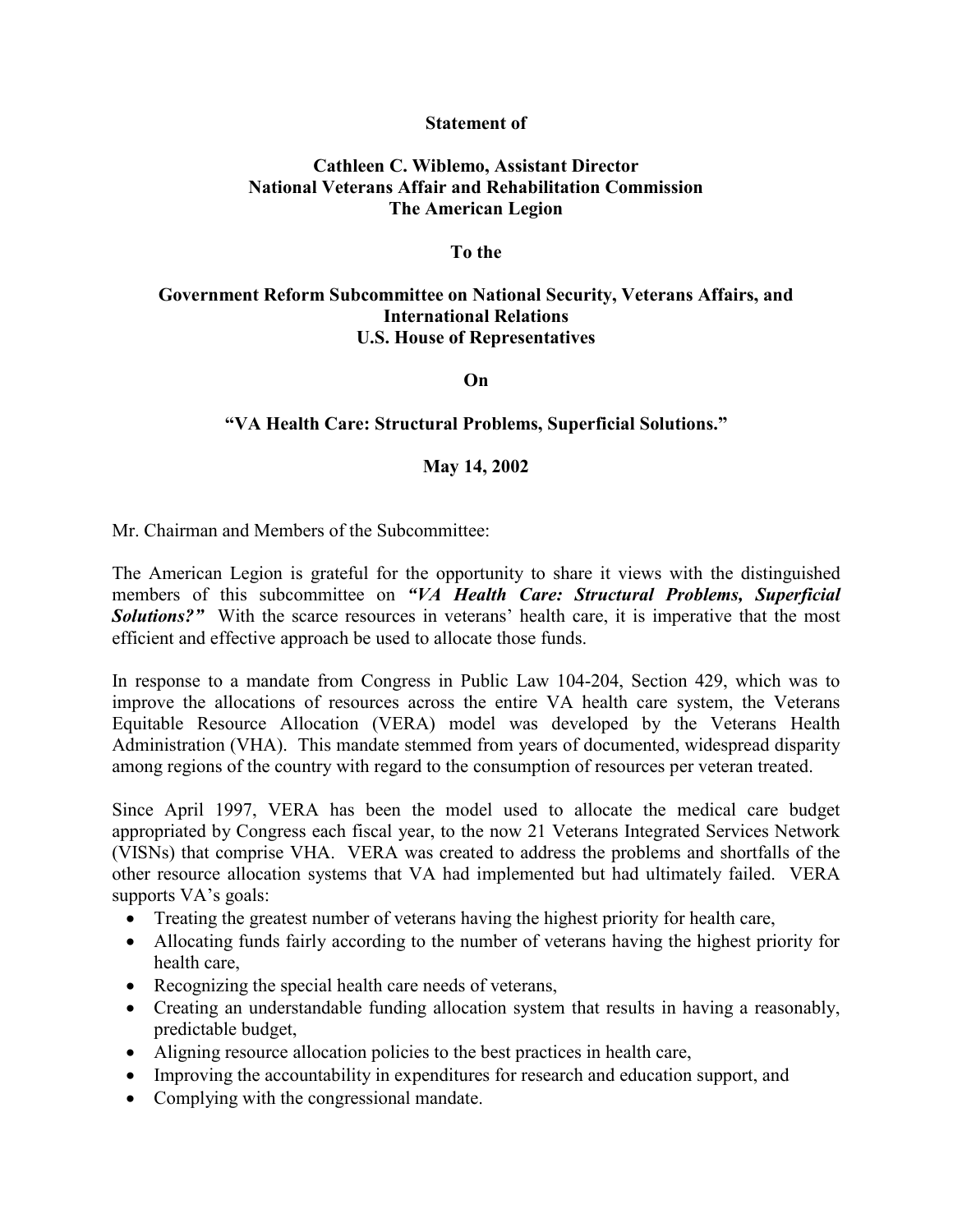**Statement of**

**Cathleen C. Wiblemo, Assistant Director**
**National Veterans Affair and Rehabilitation Commission**
**The American Legion**

**To the**

**Government Reform Subcommittee on National Security, Veterans Affairs, and International Relations**
**U.S. House of Representatives**

**On**

**"VA Health Care: Structural Problems, Superficial Solutions."**

**May 14, 2002**

Mr. Chairman and Members of the Subcommittee:

The American Legion is grateful for the opportunity to share it views with the distinguished members of this subcommittee on ***"VA Health Care: Structural Problems, Superficial Solutions?"*** With the scarce resources in veterans' health care, it is imperative that the most efficient and effective approach be used to allocate those funds.

In response to a mandate from Congress in Public Law 104-204, Section 429, which was to improve the allocations of resources across the entire VA health care system, the Veterans Equitable Resource Allocation (VERA) model was developed by the Veterans Health Administration (VHA). This mandate stemmed from years of documented, widespread disparity among regions of the country with regard to the consumption of resources per veteran treated.

Since April 1997, VERA has been the model used to allocate the medical care budget appropriated by Congress each fiscal year, to the now 21 Veterans Integrated Services Network (VISNs) that comprise VHA. VERA was created to address the problems and shortfalls of the other resource allocation systems that VA had implemented but had ultimately failed. VERA supports VA's goals:

- Treating the greatest number of veterans having the highest priority for health care,
- Allocating funds fairly according to the number of veterans having the highest priority for health care,
- Recognizing the special health care needs of veterans,
- Creating an understandable funding allocation system that results in having a reasonably, predictable budget,
- Aligning resource allocation policies to the best practices in health care,
- Improving the accountability in expenditures for research and education support, and
- Complying with the congressional mandate.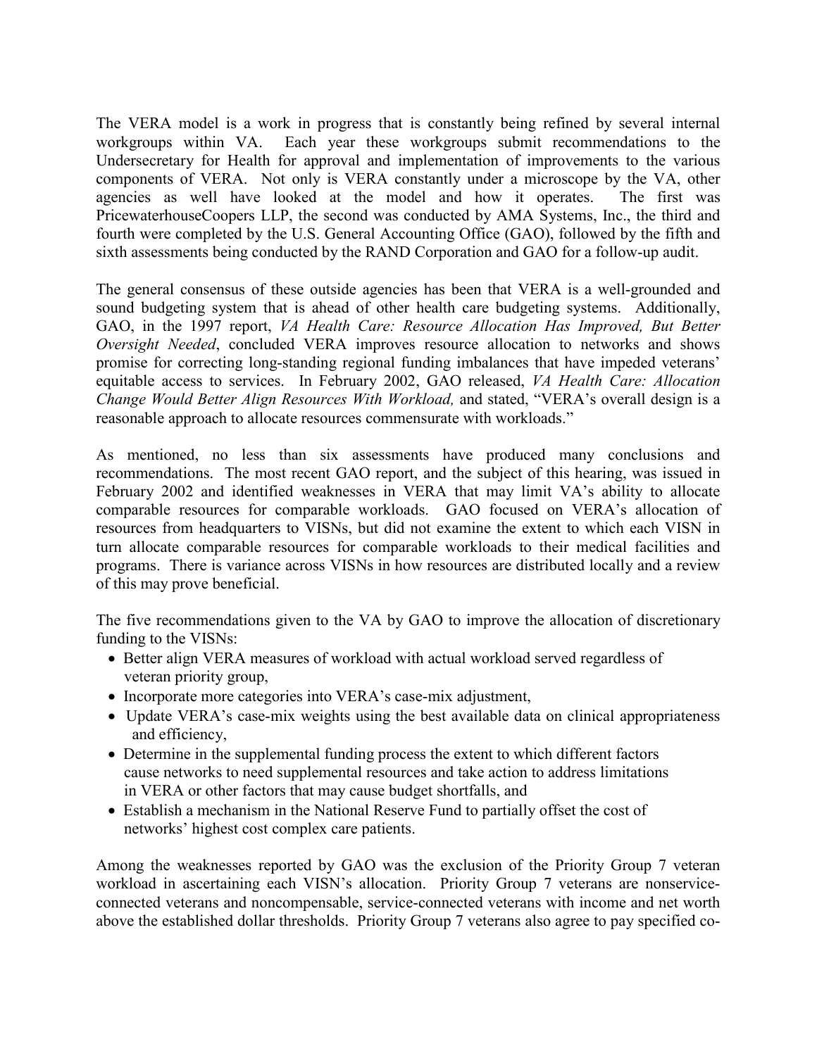The VERA model is a work in progress that is constantly being refined by several internal workgroups within VA. Each year these workgroups submit recommendations to the Undersecretary for Health for approval and implementation of improvements to the various components of VERA. Not only is VERA constantly under a microscope by the VA, other agencies as well have looked at the model and how it operates. The first was PricewaterhouseCoopers LLP, the second was conducted by AMA Systems, Inc., the third and fourth were completed by the U.S. General Accounting Office (GAO), followed by the fifth and sixth assessments being conducted by the RAND Corporation and GAO for a follow-up audit.

The general consensus of these outside agencies has been that VERA is a well-grounded and sound budgeting system that is ahead of other health care budgeting systems. Additionally, GAO, in the 1997 report, *VA Health Care: Resource Allocation Has Improved, But Better Oversight Needed*, concluded VERA improves resource allocation to networks and shows promise for correcting long-standing regional funding imbalances that have impeded veterans' equitable access to services. In February 2002, GAO released, *VA Health Care: Allocation Change Would Better Align Resources With Workload,* and stated, "VERA's overall design is a reasonable approach to allocate resources commensurate with workloads."

As mentioned, no less than six assessments have produced many conclusions and recommendations. The most recent GAO report, and the subject of this hearing, was issued in February 2002 and identified weaknesses in VERA that may limit VA's ability to allocate comparable resources for comparable workloads. GAO focused on VERA's allocation of resources from headquarters to VISNs, but did not examine the extent to which each VISN in turn allocate comparable resources for comparable workloads to their medical facilities and programs. There is variance across VISNs in how resources are distributed locally and a review of this may prove beneficial.

The five recommendations given to the VA by GAO to improve the allocation of discretionary funding to the VISNs:

- Better align VERA measures of workload with actual workload served regardless of veteran priority group,
- Incorporate more categories into VERA's case-mix adjustment,
- Update VERA's case-mix weights using the best available data on clinical appropriateness and efficiency,
- Determine in the supplemental funding process the extent to which different factors cause networks to need supplemental resources and take action to address limitations in VERA or other factors that may cause budget shortfalls, and
- Establish a mechanism in the National Reserve Fund to partially offset the cost of networks' highest cost complex care patients.

Among the weaknesses reported by GAO was the exclusion of the Priority Group 7 veteran workload in ascertaining each VISN's allocation. Priority Group 7 veterans are nonservice-connected veterans and noncompensable, service-connected veterans with income and net worth above the established dollar thresholds. Priority Group 7 veterans also agree to pay specified co-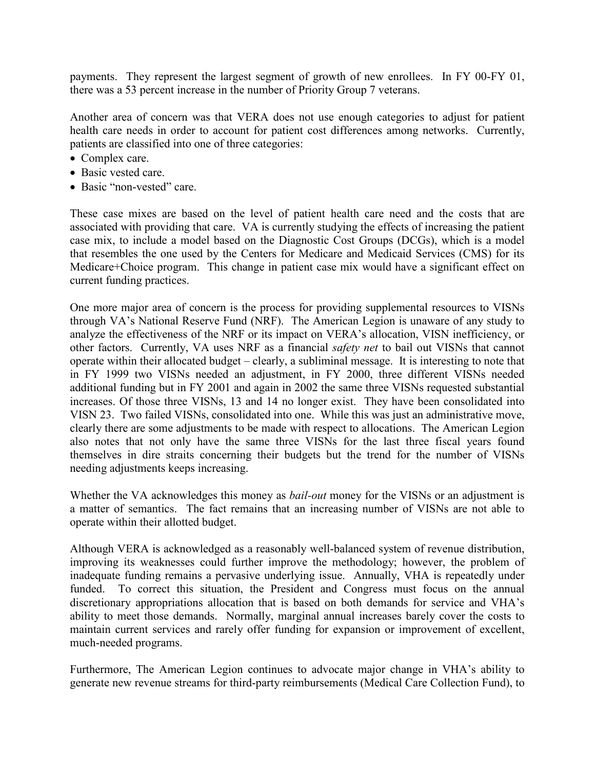payments. They represent the largest segment of growth of new enrollees. In FY 00-FY 01, there was a 53 percent increase in the number of Priority Group 7 veterans.

Another area of concern was that VERA does not use enough categories to adjust for patient health care needs in order to account for patient cost differences among networks. Currently, patients are classified into one of three categories:

- Complex care.
- Basic vested care.
- Basic "non-vested" care.

These case mixes are based on the level of patient health care need and the costs that are associated with providing that care. VA is currently studying the effects of increasing the patient case mix, to include a model based on the Diagnostic Cost Groups (DCGs), which is a model that resembles the one used by the Centers for Medicare and Medicaid Services (CMS) for its Medicare+Choice program. This change in patient case mix would have a significant effect on current funding practices.

One more major area of concern is the process for providing supplemental resources to VISNs through VA's National Reserve Fund (NRF). The American Legion is unaware of any study to analyze the effectiveness of the NRF or its impact on VERA's allocation, VISN inefficiency, or other factors. Currently, VA uses NRF as a financial *safety net* to bail out VISNs that cannot operate within their allocated budget – clearly, a subliminal message. It is interesting to note that in FY 1999 two VISNs needed an adjustment, in FY 2000, three different VISNs needed additional funding but in FY 2001 and again in 2002 the same three VISNs requested substantial increases. Of those three VISNs, 13 and 14 no longer exist. They have been consolidated into VISN 23. Two failed VISNs, consolidated into one. While this was just an administrative move, clearly there are some adjustments to be made with respect to allocations. The American Legion also notes that not only have the same three VISNs for the last three fiscal years found themselves in dire straits concerning their budgets but the trend for the number of VISNs needing adjustments keeps increasing.

Whether the VA acknowledges this money as *bail-out* money for the VISNs or an adjustment is a matter of semantics. The fact remains that an increasing number of VISNs are not able to operate within their allotted budget.

Although VERA is acknowledged as a reasonably well-balanced system of revenue distribution, improving its weaknesses could further improve the methodology; however, the problem of inadequate funding remains a pervasive underlying issue. Annually, VHA is repeatedly under funded. To correct this situation, the President and Congress must focus on the annual discretionary appropriations allocation that is based on both demands for service and VHA's ability to meet those demands. Normally, marginal annual increases barely cover the costs to maintain current services and rarely offer funding for expansion or improvement of excellent, much-needed programs.

Furthermore, The American Legion continues to advocate major change in VHA's ability to generate new revenue streams for third-party reimbursements (Medical Care Collection Fund), to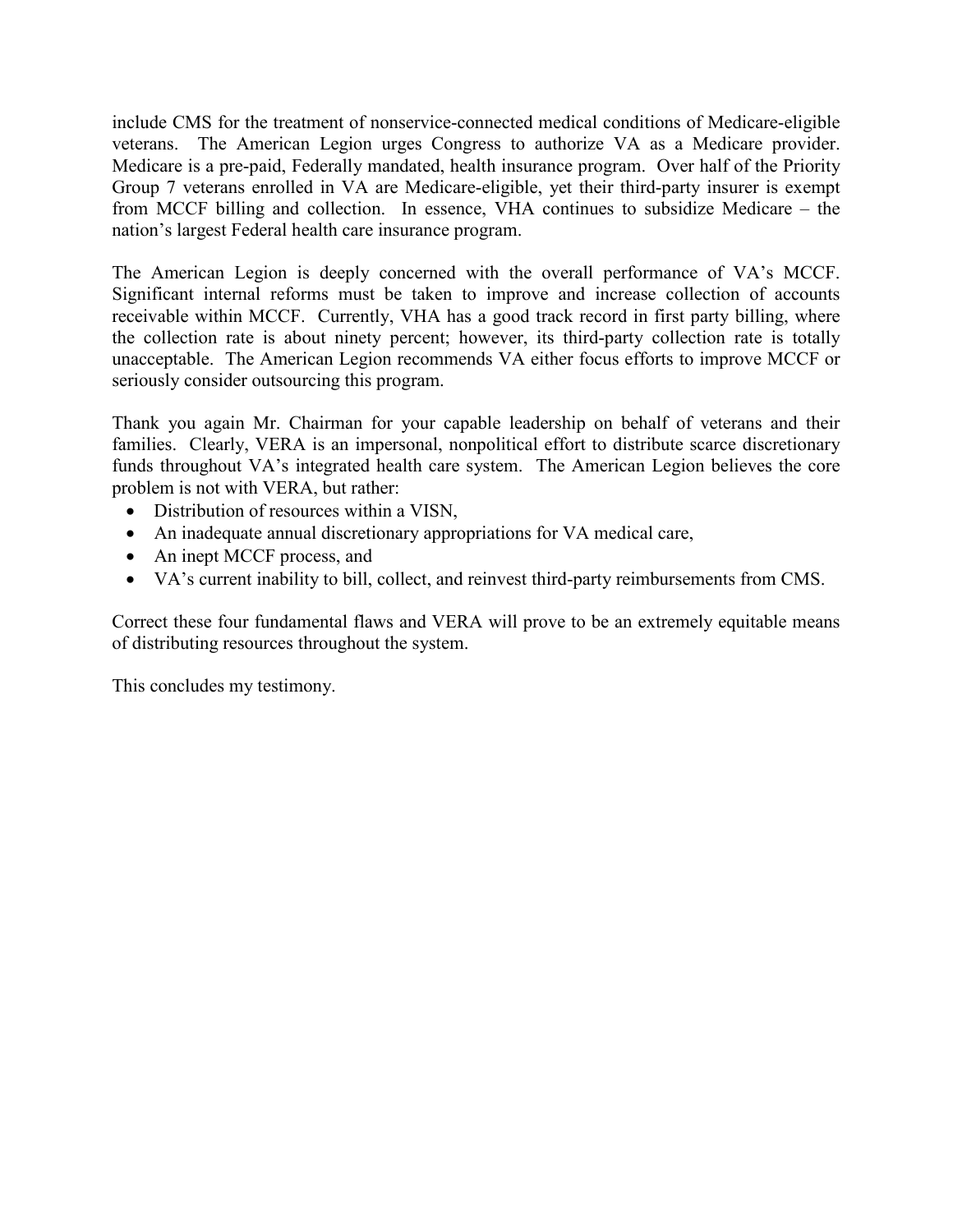include CMS for the treatment of nonservice-connected medical conditions of Medicare-eligible veterans. The American Legion urges Congress to authorize VA as a Medicare provider. Medicare is a pre-paid, Federally mandated, health insurance program. Over half of the Priority Group 7 veterans enrolled in VA are Medicare-eligible, yet their third-party insurer is exempt from MCCF billing and collection. In essence, VHA continues to subsidize Medicare – the nation's largest Federal health care insurance program.

The American Legion is deeply concerned with the overall performance of VA's MCCF. Significant internal reforms must be taken to improve and increase collection of accounts receivable within MCCF. Currently, VHA has a good track record in first party billing, where the collection rate is about ninety percent; however, its third-party collection rate is totally unacceptable. The American Legion recommends VA either focus efforts to improve MCCF or seriously consider outsourcing this program.

Thank you again Mr. Chairman for your capable leadership on behalf of veterans and their families. Clearly, VERA is an impersonal, nonpolitical effort to distribute scarce discretionary funds throughout VA's integrated health care system. The American Legion believes the core problem is not with VERA, but rather:

- Distribution of resources within a VISN,
- An inadequate annual discretionary appropriations for VA medical care,
- An inept MCCF process, and
- VA's current inability to bill, collect, and reinvest third-party reimbursements from CMS.

Correct these four fundamental flaws and VERA will prove to be an extremely equitable means of distributing resources throughout the system.

This concludes my testimony.